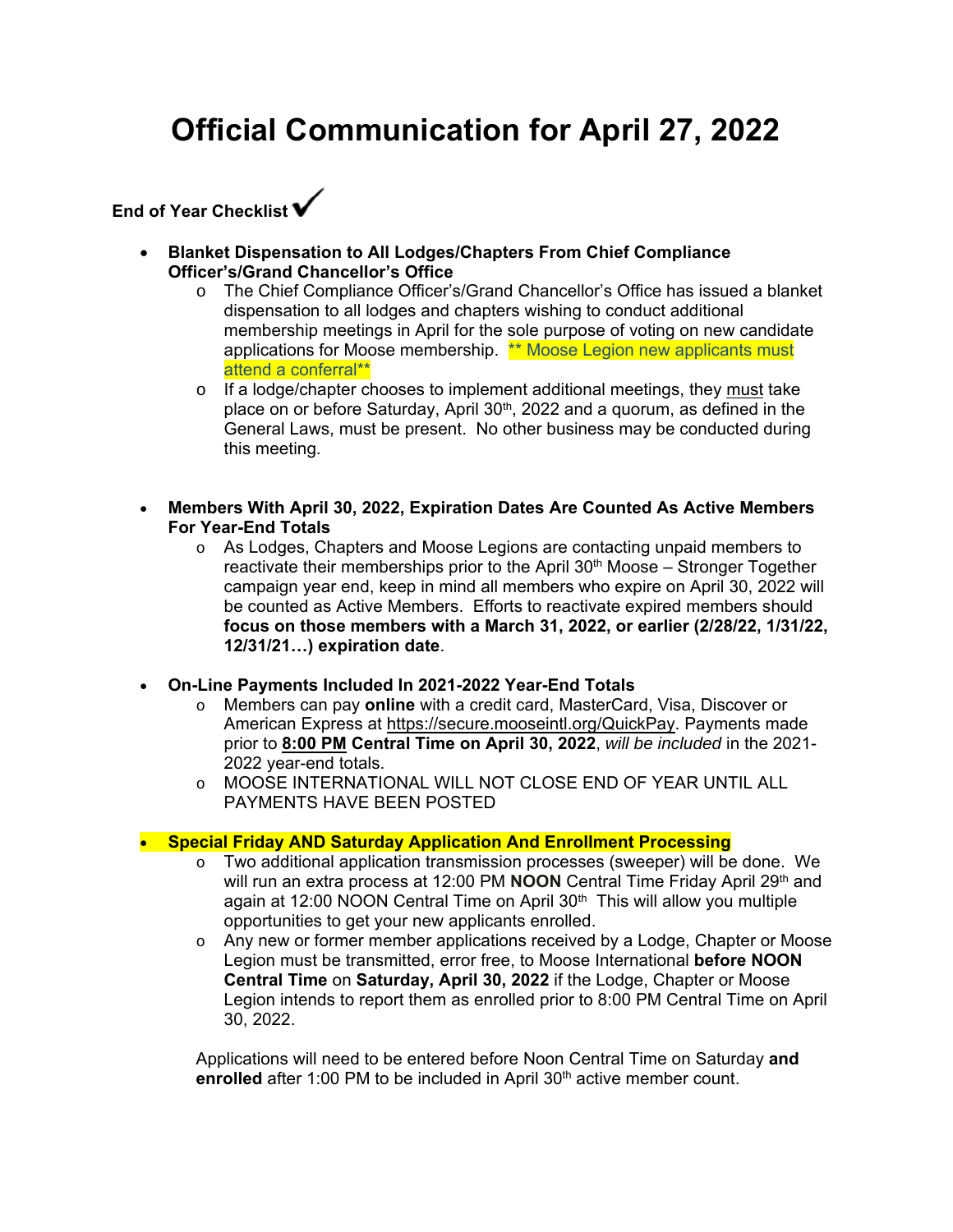# Official Communication for April 27, 2022

**End of Year Checklist ✔**

- **Blanket Dispensation to All Lodges/Chapters From Chief Compliance Officer's/Grand Chancellor's Office**
  - The Chief Compliance Officer's/Grand Chancellor's Office has issued a blanket dispensation to all lodges and chapters wishing to conduct additional membership meetings in April for the sole purpose of voting on new candidate applications for Moose membership. ** Moose Legion new applicants must attend a conferral**
  - If a lodge/chapter chooses to implement additional meetings, they must take place on or before Saturday, April 30th, 2022 and a quorum, as defined in the General Laws, must be present. No other business may be conducted during this meeting.

- **Members With April 30, 2022, Expiration Dates Are Counted As Active Members For Year-End Totals**
  - As Lodges, Chapters and Moose Legions are contacting unpaid members to reactivate their memberships prior to the April 30th Moose – Stronger Together campaign year end, keep in mind all members who expire on April 30, 2022 will be counted as Active Members. Efforts to reactivate expired members should **focus on those members with a March 31, 2022, or earlier (2/28/22, 1/31/22, 12/31/21…) expiration date**.

- **On-Line Payments Included In 2021-2022 Year-End Totals**
  - Members can pay **online** with a credit card, MasterCard, Visa, Discover or American Express at https://secure.mooseintl.org/QuickPay. Payments made prior to **8:00 PM Central Time on April 30, 2022**, *will be included* in the 2021-2022 year-end totals.
  - MOOSE INTERNATIONAL WILL NOT CLOSE END OF YEAR UNTIL ALL PAYMENTS HAVE BEEN POSTED

- **Special Friday AND Saturday Application And Enrollment Processing**
  - Two additional application transmission processes (sweeper) will be done. We will run an extra process at 12:00 PM **NOON** Central Time Friday April 29th and again at 12:00 NOON Central Time on April 30th This will allow you multiple opportunities to get your new applicants enrolled.
  - Any new or former member applications received by a Lodge, Chapter or Moose Legion must be transmitted, error free, to Moose International **before NOON Central Time** on **Saturday, April 30, 2022** if the Lodge, Chapter or Moose Legion intends to report them as enrolled prior to 8:00 PM Central Time on April 30, 2022.

  Applications will need to be entered before Noon Central Time on Saturday **and enrolled** after 1:00 PM to be included in April 30th active member count.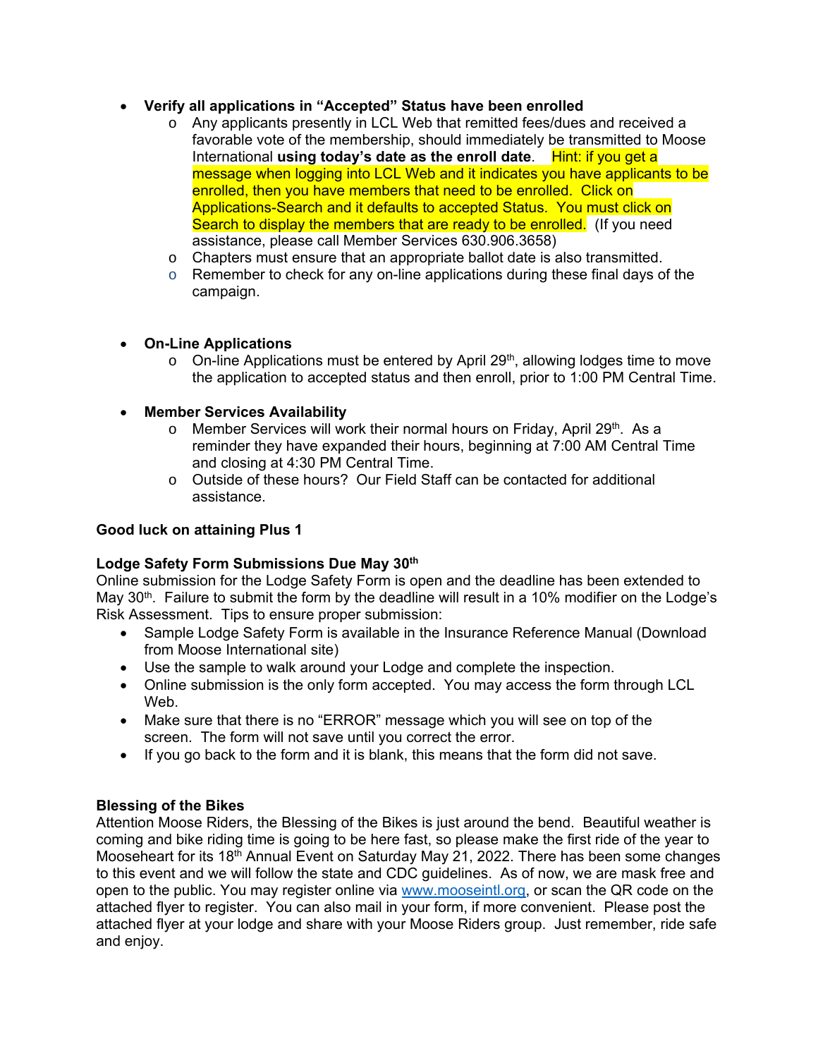- **Verify all applications in "Accepted" Status have been enrolled**
  - Any applicants presently in LCL Web that remitted fees/dues and received a favorable vote of the membership, should immediately be transmitted to Moose International **using today's date as the enroll date**. Hint: if you get a message when logging into LCL Web and it indicates you have applicants to be enrolled, then you have members that need to be enrolled. Click on Applications-Search and it defaults to accepted Status. You must click on Search to display the members that are ready to be enrolled. (If you need assistance, please call Member Services 630.906.3658)
  - Chapters must ensure that an appropriate ballot date is also transmitted.
  - Remember to check for any on-line applications during these final days of the campaign.

- **On-Line Applications**
  - On-line Applications must be entered by April 29th, allowing lodges time to move the application to accepted status and then enroll, prior to 1:00 PM Central Time.

- **Member Services Availability**
  - Member Services will work their normal hours on Friday, April 29th. As a reminder they have expanded their hours, beginning at 7:00 AM Central Time and closing at 4:30 PM Central Time.
  - Outside of these hours? Our Field Staff can be contacted for additional assistance.

**Good luck on attaining Plus 1**

**Lodge Safety Form Submissions Due May 30th**

Online submission for the Lodge Safety Form is open and the deadline has been extended to May 30th. Failure to submit the form by the deadline will result in a 10% modifier on the Lodge's Risk Assessment. Tips to ensure proper submission:

- Sample Lodge Safety Form is available in the Insurance Reference Manual (Download from Moose International site)
- Use the sample to walk around your Lodge and complete the inspection.
- Online submission is the only form accepted. You may access the form through LCL Web.
- Make sure that there is no "ERROR" message which you will see on top of the screen. The form will not save until you correct the error.
- If you go back to the form and it is blank, this means that the form did not save.

**Blessing of the Bikes**

Attention Moose Riders, the Blessing of the Bikes is just around the bend. Beautiful weather is coming and bike riding time is going to be here fast, so please make the first ride of the year to Mooseheart for its 18th Annual Event on Saturday May 21, 2022. There has been some changes to this event and we will follow the state and CDC guidelines. As of now, we are mask free and open to the public. You may register online via www.mooseintl.org, or scan the QR code on the attached flyer to register. You can also mail in your form, if more convenient. Please post the attached flyer at your lodge and share with your Moose Riders group. Just remember, ride safe and enjoy.